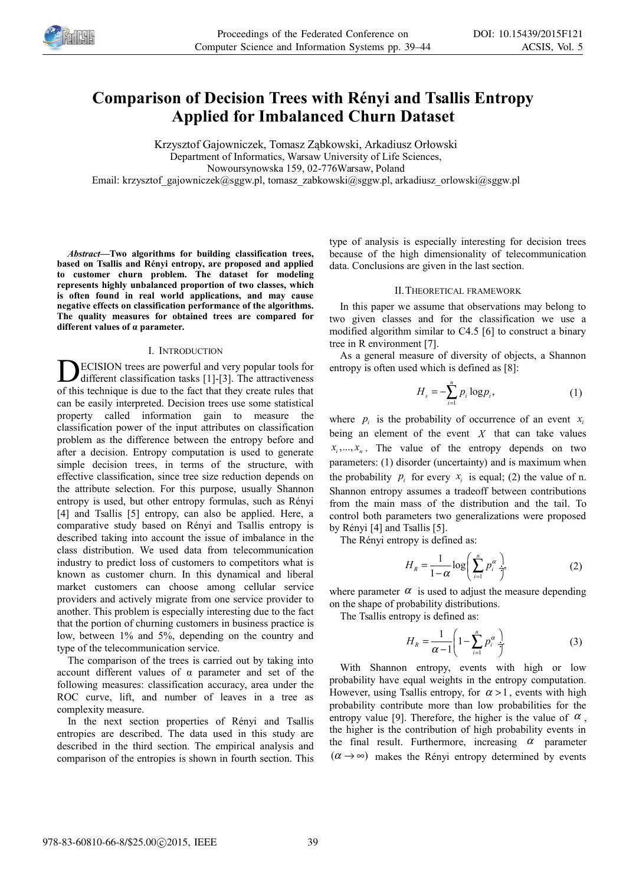# Comparison of Decision Trees with Rényi and Tsallis Entropy Applied for Imbalanced Churn Dataset

Krzysztof Gajowniczek, Tomasz Ząbkowski, Arkadiusz Orłowski
Department of Informatics, Warsaw University of Life Sciences,
Nowoursynowska 159, 02-776Warsaw, Poland
Email: krzysztof_gajowniczek@sggw.pl, tomasz_zabkowski@sggw.pl, arkadiusz_orlowski@sggw.pl

***Abstract*—Two algorithms for building classification trees, based on Tsallis and Rényi entropy, are proposed and applied to customer churn problem. The dataset for modeling represents highly unbalanced proportion of two classes, which is often found in real world applications, and may cause negative effects on classification performance of the algorithms. The quality measures for obtained trees are compared for different values of α parameter.**

## I. Introduction

Decision trees are powerful and very popular tools for different classification tasks [1]-[3]. The attractiveness of this technique is due to the fact that they create rules that can be easily interpreted. Decision trees use some statistical property called information gain to measure the classification power of the input attributes on classification problem as the difference between the entropy before and after a decision. Entropy computation is used to generate simple decision trees, in terms of the structure, with effective classification, since tree size reduction depends on the attribute selection. For this purpose, usually Shannon entropy is used, but other entropy formulas, such as Rényi [4] and Tsallis [5] entropy, can also be applied. Here, a comparative study based on Rényi and Tsallis entropy is described taking into account the issue of imbalance in the class distribution. We used data from telecommunication industry to predict loss of customers to competitors what is known as customer churn. In this dynamical and liberal market customers can choose among cellular service providers and actively migrate from one service provider to another. This problem is especially interesting due to the fact that the portion of churning customers in business practice is low, between 1% and 5%, depending on the country and type of the telecommunication service.

The comparison of the trees is carried out by taking into account different values of α parameter and set of the following measures: classification accuracy, area under the ROC curve, lift, and number of leaves in a tree as complexity measure.

In the next section properties of Rényi and Tsallis entropies are described. The data used in this study are described in the third section. The empirical analysis and comparison of the entropies is shown in fourth section. This type of analysis is especially interesting for decision trees because of the high dimensionality of telecommunication data. Conclusions are given in the last section.

## II. Theoretical framework

In this paper we assume that observations may belong to two given classes and for the classification we use a modified algorithm similar to C4.5 [6] to construct a binary tree in R environment [7].

As a general measure of diversity of objects, a Shannon entropy is often used which is defined as [8]:

$$H_s = -\sum_{i=1}^{n} p_i \log p_i, \tag{1}$$

where $p_i$ is the probability of occurrence of an event $x_i$ being an element of the event $X$ that can take values $x_i, ..., x_n$. The value of the entropy depends on two parameters: (1) disorder (uncertainty) and is maximum when the probability $p_i$ for every $x_i$ is equal; (2) the value of n. Shannon entropy assumes a tradeoff between contributions from the main mass of the distribution and the tail. To control both parameters two generalizations were proposed by Rényi [4] and Tsallis [5].

The Rényi entropy is defined as:

$$H_R = \frac{1}{1-\alpha}\log\left(\sum_{i=1}^{n} p_i^{\alpha}\right), \tag{2}$$

where parameter $\alpha$ is used to adjust the measure depending on the shape of probability distributions.

The Tsallis entropy is defined as:

$$H_R = \frac{1}{\alpha-1}\left(1-\sum_{i=1}^{n} p_i^{\alpha}\right) \tag{3}$$

With Shannon entropy, events with high or low probability have equal weights in the entropy computation. However, using Tsallis entropy, for $\alpha > 1$, events with high probability contribute more than low probabilities for the entropy value [9]. Therefore, the higher is the value of $\alpha$, the higher is the contribution of high probability events in the final result. Furthermore, increasing $\alpha$ parameter $(\alpha \to \infty)$ makes the Rényi entropy determined by events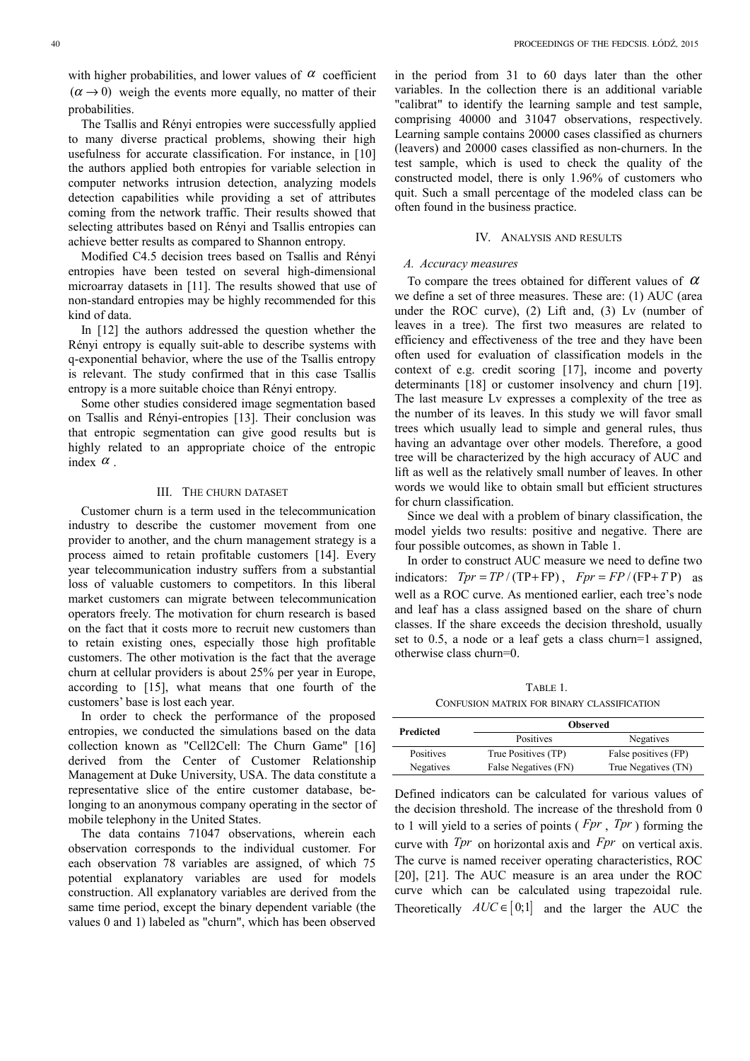with higher probabilities, and lower values of $\alpha$ coefficient $(\alpha \to 0)$ weigh the events more equally, no matter of their probabilities.

The Tsallis and Rényi entropies were successfully applied to many diverse practical problems, showing their high usefulness for accurate classification. For instance, in [10] the authors applied both entropies for variable selection in computer networks intrusion detection, analyzing models detection capabilities while providing a set of attributes coming from the network traffic. Their results showed that selecting attributes based on Rényi and Tsallis entropies can achieve better results as compared to Shannon entropy.

Modified C4.5 decision trees based on Tsallis and Rényi entropies have been tested on several high-dimensional microarray datasets in [11]. The results showed that use of non-standard entropies may be highly recommended for this kind of data.

In [12] the authors addressed the question whether the Rényi entropy is equally suit-able to describe systems with q-exponential behavior, where the use of the Tsallis entropy is relevant. The study confirmed that in this case Tsallis entropy is a more suitable choice than Rényi entropy.

Some other studies considered image segmentation based on Tsallis and Rényi-entropies [13]. Their conclusion was that entropic segmentation can give good results but is highly related to an appropriate choice of the entropic index $\alpha$.

## III. The churn dataset

Customer churn is a term used in the telecommunication industry to describe the customer movement from one provider to another, and the churn management strategy is a process aimed to retain profitable customers [14]. Every year telecommunication industry suffers from a substantial loss of valuable customers to competitors. In this liberal market customers can migrate between telecommunication operators freely. The motivation for churn research is based on the fact that it costs more to recruit new customers than to retain existing ones, especially those high profitable customers. The other motivation is the fact that the average churn at cellular providers is about 25% per year in Europe, according to [15], what means that one fourth of the customers' base is lost each year.

In order to check the performance of the proposed entropies, we conducted the simulations based on the data collection known as "Cell2Cell: The Churn Game" [16] derived from the Center of Customer Relationship Management at Duke University, USA. The data constitute a representative slice of the entire customer database, be-longing to an anonymous company operating in the sector of mobile telephony in the United States.

The data contains 71047 observations, wherein each observation corresponds to the individual customer. For each observation 78 variables are assigned, of which 75 potential explanatory variables are used for models construction. All explanatory variables are derived from the same time period, except the binary dependent variable (the values 0 and 1) labeled as "churn", which has been observed in the period from 31 to 60 days later than the other variables. In the collection there is an additional variable "calibrat" to identify the learning sample and test sample, comprising 40000 and 31047 observations, respectively. Learning sample contains 20000 cases classified as churners (leavers) and 20000 cases classified as non-churners. In the test sample, which is used to check the quality of the constructed model, there is only 1.96% of customers who quit. Such a small percentage of the modeled class can be often found in the business practice.

## IV. Analysis and results

### A. Accuracy measures

To compare the trees obtained for different values of $\alpha$ we define a set of three measures. These are: (1) AUC (area under the ROC curve), (2) Lift and, (3) Lv (number of leaves in a tree). The first two measures are related to efficiency and effectiveness of the tree and they have been often used for evaluation of classification models in the context of e.g. credit scoring [17], income and poverty determinants [18] or customer insolvency and churn [19]. The last measure Lv expresses a complexity of the tree as the number of its leaves. In this study we will favor small trees which usually lead to simple and general rules, thus having an advantage over other models. Therefore, a good tree will be characterized by the high accuracy of AUC and lift as well as the relatively small number of leaves. In other words we would like to obtain small but efficient structures for churn classification.

Since we deal with a problem of binary classification, the model yields two results: positive and negative. There are four possible outcomes, as shown in Table 1.

In order to construct AUC measure we need to define two indicators: $Tpr = TP/(\text{TP}+\text{FP})$, $Fpr = FP/(\text{FP}+T\text{P})$ as well as a ROC curve. As mentioned earlier, each tree's node and leaf has a class assigned based on the share of churn classes. If the share exceeds the decision threshold, usually set to 0.5, a node or a leaf gets a class churn=1 assigned, otherwise class churn=0.

Table 1.
Confusion matrix for binary classification

| Predicted | Observed | |
|---|---|---|
| | Positives | Negatives |
| Positives | True Positives (TP) | False positives (FP) |
| Negatives | False Negatives (FN) | True Negatives (TN) |

Defined indicators can be calculated for various values of the decision threshold. The increase of the threshold from 0 to 1 will yield to a series of points ($Fpr$, $Tpr$) forming the curve with $Tpr$ on horizontal axis and $Fpr$ on vertical axis. The curve is named receiver operating characteristics, ROC [20], [21]. The AUC measure is an area under the ROC curve which can be calculated using trapezoidal rule. Theoretically $AUC \in [0;1]$ and the larger the AUC the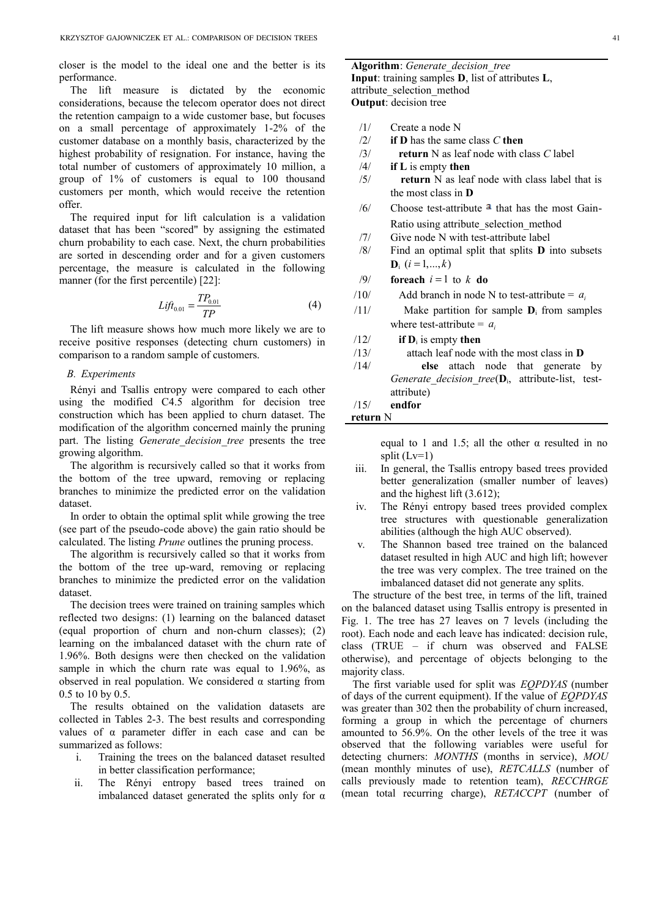closer is the model to the ideal one and the better is its performance.

The lift measure is dictated by the economic considerations, because the telecom operator does not direct the retention campaign to a wide customer base, but focuses on a small percentage of approximately 1-2% of the customer database on a monthly basis, characterized by the highest probability of resignation. For instance, having the total number of customers of approximately 10 million, a group of 1% of customers is equal to 100 thousand customers per month, which would receive the retention offer.

The required input for lift calculation is a validation dataset that has been "scored" by assigning the estimated churn probability to each case. Next, the churn probabilities are sorted in descending order and for a given customers percentage, the measure is calculated in the following manner (for the first percentile) [22]:

$$Lift_{0.01} = \frac{TP_{0.01}}{TP} \tag{4}$$

The lift measure shows how much more likely we are to receive positive responses (detecting churn customers) in comparison to a random sample of customers.

### B. Experiments

Rényi and Tsallis entropy were compared to each other using the modified C4.5 algorithm for decision tree construction which has been applied to churn dataset. The modification of the algorithm concerned mainly the pruning part. The listing *Generate_decision_tree* presents the tree growing algorithm.

The algorithm is recursively called so that it works from the bottom of the tree upward, removing or replacing branches to minimize the predicted error on the validation dataset.

In order to obtain the optimal split while growing the tree (see part of the pseudo-code above) the gain ratio should be calculated. The listing *Prune* outlines the pruning process.

The algorithm is recursively called so that it works from the bottom of the tree up-ward, removing or replacing branches to minimize the predicted error on the validation dataset.

The decision trees were trained on training samples which reflected two designs: (1) learning on the balanced dataset (equal proportion of churn and non-churn classes); (2) learning on the imbalanced dataset with the churn rate of 1.96%. Both designs were then checked on the validation sample in which the churn rate was equal to 1.96%, as observed in real population. We considered α starting from 0.5 to 10 by 0.5.

The results obtained on the validation datasets are collected in Tables 2-3. The best results and corresponding values of α parameter differ in each case and can be summarized as follows:

i. Training the trees on the balanced dataset resulted in better classification performance;
ii. The Rényi entropy based trees trained on imbalanced dataset generated the splits only for α equal to 1 and 1.5; all the other α resulted in no split (Lv=1)
iii. In general, the Tsallis entropy based trees provided better generalization (smaller number of leaves) and the highest lift (3.612);
iv. The Rényi entropy based trees provided complex tree structures with questionable generalization abilities (although the high AUC observed).
v. The Shannon based tree trained on the balanced dataset resulted in high AUC and high lift; however the tree was very complex. The tree trained on the imbalanced dataset did not generate any splits.

```
Algorithm: Generate_decision_tree
Input: training samples D, list of attributes L,
attribute_selection_method
Output: decision tree

/1/   Create a node N
/2/   if D has the same class C then
/3/     return N as leaf node with class C label
/4/   if L is empty then
/5/     return N as leaf node with class label that is
        the most class in D
/6/   Choose test-attribute a that has the most Gain-
      Ratio using attribute_selection_method
/7/   Give node N with test-attribute label
/8/   Find an optimal split that splits D into subsets
      D_i (i = 1,...,k)
/9/   foreach i = 1 to k do
/10/    Add branch in node N to test-attribute = a_i
/11/    Make partition for sample D_i from samples
        where test-attribute = a_i
/12/    if D_i is empty then
/13/      attach leaf node with the most class in D
/14/    else attach node that generate by
        Generate_decision_tree(D_i, attribute-list, test-
        attribute)
/15/  endfor
return N
```

The structure of the best tree, in terms of the lift, trained on the balanced dataset using Tsallis entropy is presented in Fig. 1. The tree has 27 leaves on 7 levels (including the root). Each node and each leave has indicated: decision rule, class (TRUE – if churn was observed and FALSE otherwise), and percentage of objects belonging to the majority class.

The first variable used for split was *EQPDYAS* (number of days of the current equipment). If the value of *EQPDYAS* was greater than 302 then the probability of churn increased, forming a group in which the percentage of churners amounted to 56.9%. On the other levels of the tree it was observed that the following variables were useful for detecting churners: *MONTHS* (months in service), *MOU* (mean monthly minutes of use), *RETCALLS* (number of calls previously made to retention team), *RECCHRGE* (mean total recurring charge), *RETACCPT* (number of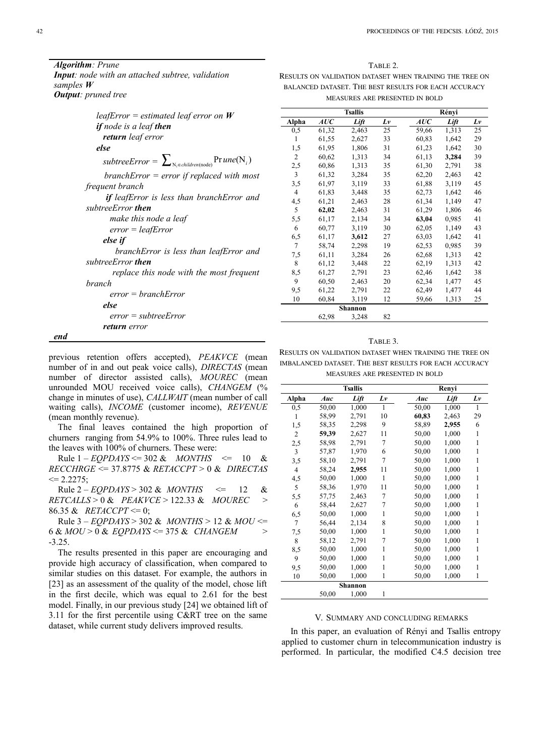***Algorithm**: Prune*
***Input**: node with an attached subtree, validation samples **W***
***Output**: pruned tree*

```
leafError = estimated leaf error on W
if node is a leaf then
    return leaf error
else
    subtreeError = Σ_{N_i ∈ children(node)} Prune(N_i)
    branchError = error if replaced with most frequent branch
    if leafError is less than branchError and subtreeError then
        make this node a leaf
        error = leafError
    else if
        branchError is less than leafError and subtreeError then
        replace this node with the most frequent branch
        error = branchError
    else
        error = subtreeError
    return error
end
```

previous retention offers accepted), *PEAKVCE* (mean number of in and out peak voice calls), *DIRECTAS* (mean number of director assisted calls), *MOUREC* (mean unrounded MOU received voice calls), *CHANGEM* (% change in minutes of use), *CALLWAIT* (mean number of call waiting calls), *INCOME* (customer income), *REVENUE* (mean monthly revenue).

The final leaves contained the high proportion of churners ranging from 54.9% to 100%. Three rules lead to the leaves with 100% of churners. These were:

Rule 1 – *EQPDAYS* <= 302 & *MONTHS* <= 10 & *RECCHRGE* <= 37.8775 & *RETACCPT* > 0 & *DIRECTAS* <= 2.2275;

Rule 2 – *EQPDAYS* > 302 & *MONTHS* <= 12 & *RETCALLS* > 0 & *PEAKVCE* > 122.33 & *MOUREC* > 86.35 & *RETACCPT* <= 0;

Rule 3 – *EQPDAYS* > 302 & *MONTHS* > 12 & *MOU* <= 6 & *MOU* > 0 & *EQPDAYS* <= 375 & *CHANGEM* > -3.25.

The results presented in this paper are encouraging and provide high accuracy of classification, when compared to similar studies on this dataset. For example, the authors in [23] as an assessment of the quality of the model, chose lift in the first decile, which was equal to 2.61 for the best model. Finally, in our previous study [24] we obtained lift of 3.11 for the first percentile using C&RT tree on the same dataset, while current study delivers improved results.

TABLE 2.
RESULTS ON VALIDATION DATASET WHEN TRAINING THE TREE ON BALANCED DATASET. THE BEST RESULTS FOR EACH ACCURACY MEASURES ARE PRESENTED IN BOLD

| | Tsallis | | | Rényi | | |
|---|---|---|---|---|---|---|
| **Alpha** | ***AUC*** | ***Lift*** | ***Lv*** | ***AUC*** | ***Lift*** | ***Lv*** |
| 0,5 | 61,32 | 2,463 | 25 | 59,66 | 1,313 | 25 |
| 1 | 61,55 | 2,627 | 33 | 60,83 | 1,642 | 29 |
| 1,5 | 61,95 | 1,806 | 31 | 61,23 | 1,642 | 30 |
| 2 | 60,62 | 1,313 | 34 | 61,13 | **3,284** | 39 |
| 2,5 | 60,86 | 1,313 | 35 | 61,30 | 2,791 | 38 |
| 3 | 61,32 | 3,284 | 35 | 62,20 | 2,463 | 42 |
| 3,5 | 61,97 | 3,119 | 33 | 61,88 | 3,119 | 45 |
| 4 | 61,83 | 3,448 | 35 | 62,73 | 1,642 | 46 |
| 4,5 | 61,21 | 2,463 | 28 | 61,34 | 1,149 | 47 |
| 5 | **62,02** | 2,463 | 31 | 61,29 | 1,806 | 46 |
| 5,5 | 61,17 | 2,134 | 34 | **63,04** | 0,985 | 41 |
| 6 | 60,77 | 3,119 | 30 | 62,05 | 1,149 | 43 |
| 6,5 | 61,17 | **3,612** | 27 | 63,03 | 1,642 | 41 |
| 7 | 58,74 | 2,298 | 19 | 62,53 | 0,985 | 39 |
| 7,5 | 61,11 | 3,284 | 26 | 62,68 | 1,313 | 42 |
| 8 | 61,12 | 3,448 | 22 | 62,19 | 1,313 | 42 |
| 8,5 | 61,27 | 2,791 | 23 | 62,46 | 1,642 | 38 |
| 9 | 60,50 | 2,463 | 20 | 62,34 | 1,477 | 45 |
| 9,5 | 61,22 | 2,791 | 22 | 62,49 | 1,477 | 44 |
| 10 | 60,84 | 3,119 | 12 | 59,66 | 1,313 | 25 |
| | | **Shannon** | | | | |
| | 62,98 | 3,248 | 82 | | | |

TABLE 3.
RESULTS ON VALIDATION DATASET WHEN TRAINING THE TREE ON IMBALANCED DATASET. THE BEST RESULTS FOR EACH ACCURACY MEASURES ARE PRESENTED IN BOLD

| | Tsallis | | | Renyi | | |
|---|---|---|---|---|---|---|
| **Alpha** | ***Auc*** | ***Lift*** | ***Lv*** | ***Auc*** | ***Lift*** | ***Lv*** |
| 0,5 | 50,00 | 1,000 | 1 | 50,00 | 1,000 | 1 |
| 1 | 58,99 | 2,791 | 10 | **60,83** | 2,463 | 29 |
| 1,5 | 58,35 | 2,298 | 9 | 58,89 | **2,955** | 6 |
| 2 | **59,39** | 2,627 | 11 | 50,00 | 1,000 | 1 |
| 2,5 | 58,98 | 2,791 | 7 | 50,00 | 1,000 | 1 |
| 3 | 57,87 | 1,970 | 6 | 50,00 | 1,000 | 1 |
| 3,5 | 58,10 | 2,791 | 7 | 50,00 | 1,000 | 1 |
| 4 | 58,24 | **2,955** | 11 | 50,00 | 1,000 | 1 |
| 4,5 | 50,00 | 1,000 | 1 | 50,00 | 1,000 | 1 |
| 5 | 58,36 | 1,970 | 11 | 50,00 | 1,000 | 1 |
| 5,5 | 57,75 | 2,463 | 7 | 50,00 | 1,000 | 1 |
| 6 | 58,44 | 2,627 | 7 | 50,00 | 1,000 | 1 |
| 6,5 | 50,00 | 1,000 | 1 | 50,00 | 1,000 | 1 |
| 7 | 56,44 | 2,134 | 8 | 50,00 | 1,000 | 1 |
| 7,5 | 50,00 | 1,000 | 1 | 50,00 | 1,000 | 1 |
| 8 | 58,12 | 2,791 | 7 | 50,00 | 1,000 | 1 |
| 8,5 | 50,00 | 1,000 | 1 | 50,00 | 1,000 | 1 |
| 9 | 50,00 | 1,000 | 1 | 50,00 | 1,000 | 1 |
| 9,5 | 50,00 | 1,000 | 1 | 50,00 | 1,000 | 1 |
| 10 | 50,00 | 1,000 | 1 | 50,00 | 1,000 | 1 |
| | | **Shannon** | | | | |
| | 50,00 | 1,000 | 1 | | | |

## V. SUMMARY AND CONCLUDING REMARKS

In this paper, an evaluation of Rényi and Tsallis entropy applied to customer churn in telecommunication industry is performed. In particular, the modified C4.5 decision tree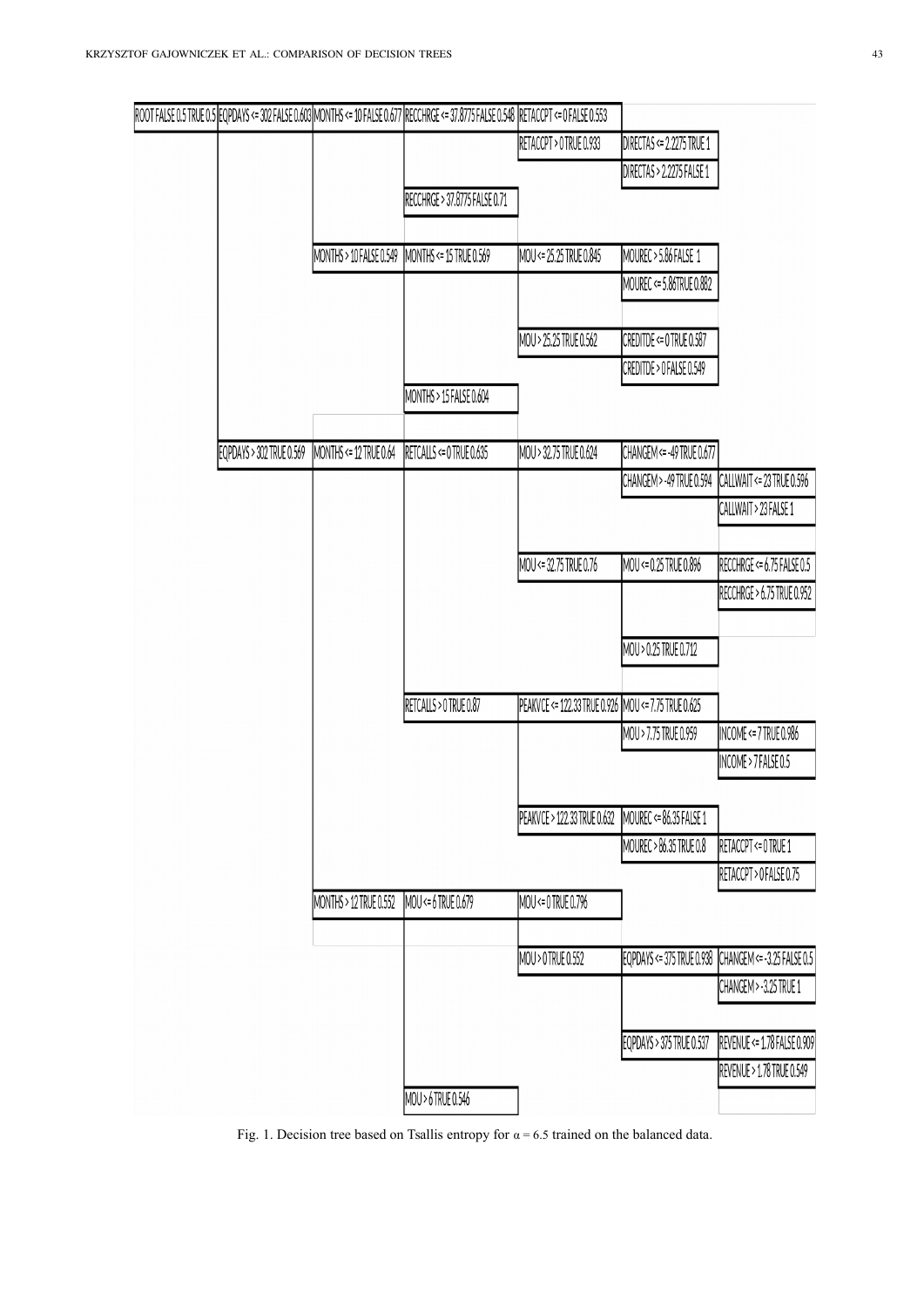- ROOT FALSE 0.5 TRUE 0.5
  - EQPDAYS <= 302 FALSE 0.603
    - MONTHS <= 10 FALSE 0.677
      - RECCHRGE <= 37.8775 FALSE 0.548
        - RETACCPT <= 0 FALSE 0.553
        - RETACCPT > 0 TRUE 0.933
          - DIRECTAS <= 2.2275 TRUE 1
          - DIRECTAS > 2.2275 FALSE 1
      - RECCHRGE > 37.8775 FALSE 0.71
    - MONTHS > 10 FALSE 0.549
      - MONTHS <= 15 TRUE 0.569
        - MOU <= 25.25 TRUE 0.845
          - MOUREC > 5.86 FALSE 1
          - MOUREC <= 5.86TRUE 0.882
        - MOU > 25.25 TRUE 0.562
          - CREDITDE <= 0 TRUE 0.587
          - CREDITDE > 0 FALSE 0.549
      - MONTHS > 15 FALSE 0.604
  - EQPDAYS > 302 TRUE 0.569
    - MONTHS <= 12 TRUE 0.64
      - RETCALLS <= 0 TRUE 0.635
        - MOU > 32.75 TRUE 0.624
          - CHANGEM <= -49 TRUE 0.677
          - CHANGEM > -49 TRUE 0.594
            - CALLWAIT <= 23 TRUE 0.596
            - CALLWAIT > 23 FALSE 1
        - MOU <= 32.75 TRUE 0.76
          - MOU <= 0.25 TRUE 0.896
            - RECCHRGE <= 6.75 FALSE 0.5
            - RECCHRGE > 6.75 TRUE 0.952
          - MOU > 0.25 TRUE 0.712
      - RETCALLS > 0 TRUE 0.87
        - PEAKVCE <= 122.33 TRUE 0.926
          - MOU <= 7.75 TRUE 0.625
          - MOU > 7.75 TRUE 0.959
            - INCOME <= 7 TRUE 0.986
            - INCOME > 7 FALSE 0.5
        - PEAKVCE > 122.33 TRUE 0.632
          - MOUREC <= 86.35 FALSE 1
          - MOUREC > 86.35 TRUE 0.8
            - RETACCPT <= 0 TRUE 1
            - RETACCPT > 0 FALSE 0.75
    - MONTHS > 12 TRUE 0.552
      - MOU <= 6 TRUE 0.679
        - MOU <= 0 TRUE 0.796
        - MOU > 0 TRUE 0.552
          - EQPDAYS <= 375 TRUE 0.938
            - CHANGEM <= -3.25 FALSE 0.5
            - CHANGEM > -3.25 TRUE 1
          - EQPDAYS > 375 TRUE 0.537
            - REVENUE <= 1.78 FALSE 0.909
            - REVENUE > 1.78 TRUE 0.549
      - MOU > 6 TRUE 0.546

Fig. 1. Decision tree based on Tsallis entropy for $\alpha = 6.5$ trained on the balanced data.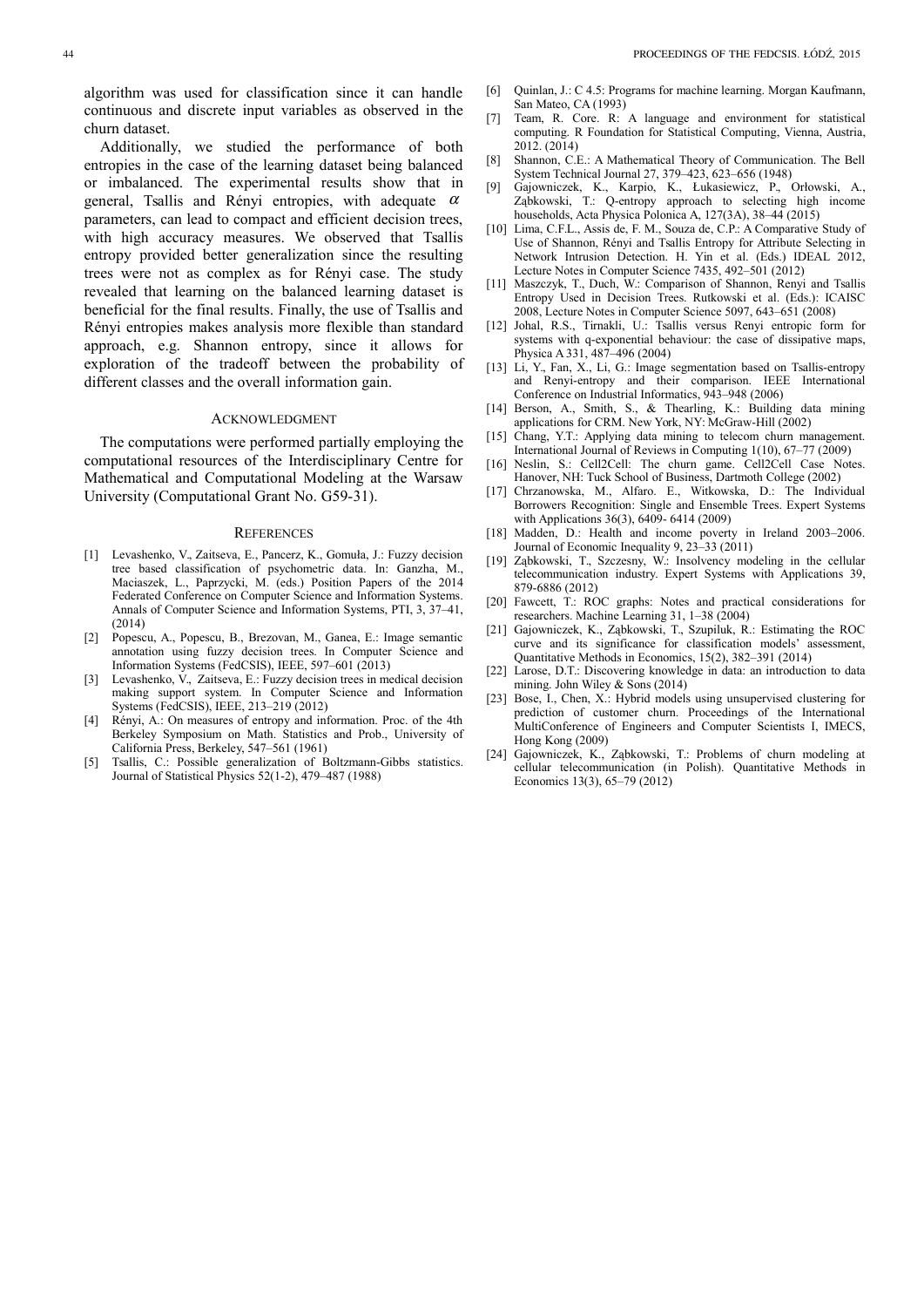algorithm was used for classification since it can handle continuous and discrete input variables as observed in the churn dataset.

Additionally, we studied the performance of both entropies in the case of the learning dataset being balanced or imbalanced. The experimental results show that in general, Tsallis and Rényi entropies, with adequate $\alpha$ parameters, can lead to compact and efficient decision trees, with high accuracy measures. We observed that Tsallis entropy provided better generalization since the resulting trees were not as complex as for Rényi case. The study revealed that learning on the balanced learning dataset is beneficial for the final results. Finally, the use of Tsallis and Rényi entropies makes analysis more flexible than standard approach, e.g. Shannon entropy, since it allows for exploration of the tradeoff between the probability of different classes and the overall information gain.

## Acknowledgment

The computations were performed partially employing the computational resources of the Interdisciplinary Centre for Mathematical and Computational Modeling at the Warsaw University (Computational Grant No. G59-31).

## References

[1] Levashenko, V., Zaitseva, E., Pancerz, K., Gomuła, J.: Fuzzy decision tree based classification of psychometric data. In: Ganzha, M., Maciaszek, L., Paprzycki, M. (eds.) Position Papers of the 2014 Federated Conference on Computer Science and Information Systems. Annals of Computer Science and Information Systems, PTI, 3, 37–41, (2014)

[2] Popescu, A., Popescu, B., Brezovan, M., Ganea, E.: Image semantic annotation using fuzzy decision trees. In Computer Science and Information Systems (FedCSIS), IEEE, 597–601 (2013)

[3] Levashenko, V., Zaitseva, E.: Fuzzy decision trees in medical decision making support system. In Computer Science and Information Systems (FedCSIS), IEEE, 213–219 (2012)

[4] Rényi, A.: On measures of entropy and information. Proc. of the 4th Berkeley Symposium on Math. Statistics and Prob., University of California Press, Berkeley, 547–561 (1961)

[5] Tsallis, C.: Possible generalization of Boltzmann-Gibbs statistics. Journal of Statistical Physics 52(1-2), 479–487 (1988)

[6] Quinlan, J.: C 4.5: Programs for machine learning. Morgan Kaufmann, San Mateo, CA (1993)

[7] Team, R. Core. R: A language and environment for statistical computing. R Foundation for Statistical Computing, Vienna, Austria, 2012. (2014)

[8] Shannon, C.E.: A Mathematical Theory of Communication. The Bell System Technical Journal 27, 379–423, 623–656 (1948)

[9] Gajowniczek, K., Karpio, K., Łukasiewicz, P., Orłowski, A., Ząbkowski, T.: Q-entropy approach to selecting high income households, Acta Physica Polonica A, 127(3A), 38–44 (2015)

[10] Lima, C.F.L., Assis de, F. M., Souza de, C.P.: A Comparative Study of Use of Shannon, Rényi and Tsallis Entropy for Attribute Selecting in Network Intrusion Detection. H. Yin et al. (Eds.) IDEAL 2012, Lecture Notes in Computer Science 7435, 492–501 (2012)

[11] Maszczyk, T., Duch, W.: Comparison of Shannon, Renyi and Tsallis Entropy Used in Decision Trees. Rutkowski et al. (Eds.): ICAISC 2008, Lecture Notes in Computer Science 5097, 643–651 (2008)

[12] Johal, R.S., Tirnakli, U.: Tsallis versus Renyi entropic form for systems with q-exponential behaviour: the case of dissipative maps, Physica A 331, 487–496 (2004)

[13] Li, Y., Fan, X., Li, G.: Image segmentation based on Tsallis-entropy and Renyi-entropy and their comparison. IEEE International Conference on Industrial Informatics, 943–948 (2006)

[14] Berson, A., Smith, S., & Thearling, K.: Building data mining applications for CRM. New York, NY: McGraw-Hill (2002)

[15] Chang, Y.T.: Applying data mining to telecom churn management. International Journal of Reviews in Computing 1(10), 67–77 (2009)

[16] Neslin, S.: Cell2Cell: The churn game. Cell2Cell Case Notes. Hanover, NH: Tuck School of Business, Dartmoth College (2002)

[17] Chrzanowska, M., Alfaro. E., Witkowska, D.: The Individual Borrowers Recognition: Single and Ensemble Trees. Expert Systems with Applications 36(3), 6409- 6414 (2009)

[18] Madden, D.: Health and income poverty in Ireland 2003–2006. Journal of Economic Inequality 9, 23–33 (2011)

[19] Ząbkowski, T., Szczesny, W.: Insolvency modeling in the cellular telecommunication industry. Expert Systems with Applications 39, 879-6886 (2012)

[20] Fawcett, T.: ROC graphs: Notes and practical considerations for researchers. Machine Learning 31, 1–38 (2004)

[21] Gajowniczek, K., Ząbkowski, T., Szupiluk, R.: Estimating the ROC curve and its significance for classification models' assessment, Quantitative Methods in Economics, 15(2), 382–391 (2014)

[22] Larose, D.T.: Discovering knowledge in data: an introduction to data mining. John Wiley & Sons (2014)

[23] Bose, I., Chen, X.: Hybrid models using unsupervised clustering for prediction of customer churn. Proceedings of the International MultiConference of Engineers and Computer Scientists I, IMECS, Hong Kong (2009)

[24] Gajowniczek, K., Ząbkowski, T.: Problems of churn modeling at cellular telecommunication (in Polish). Quantitative Methods in Economics 13(3), 65–79 (2012)